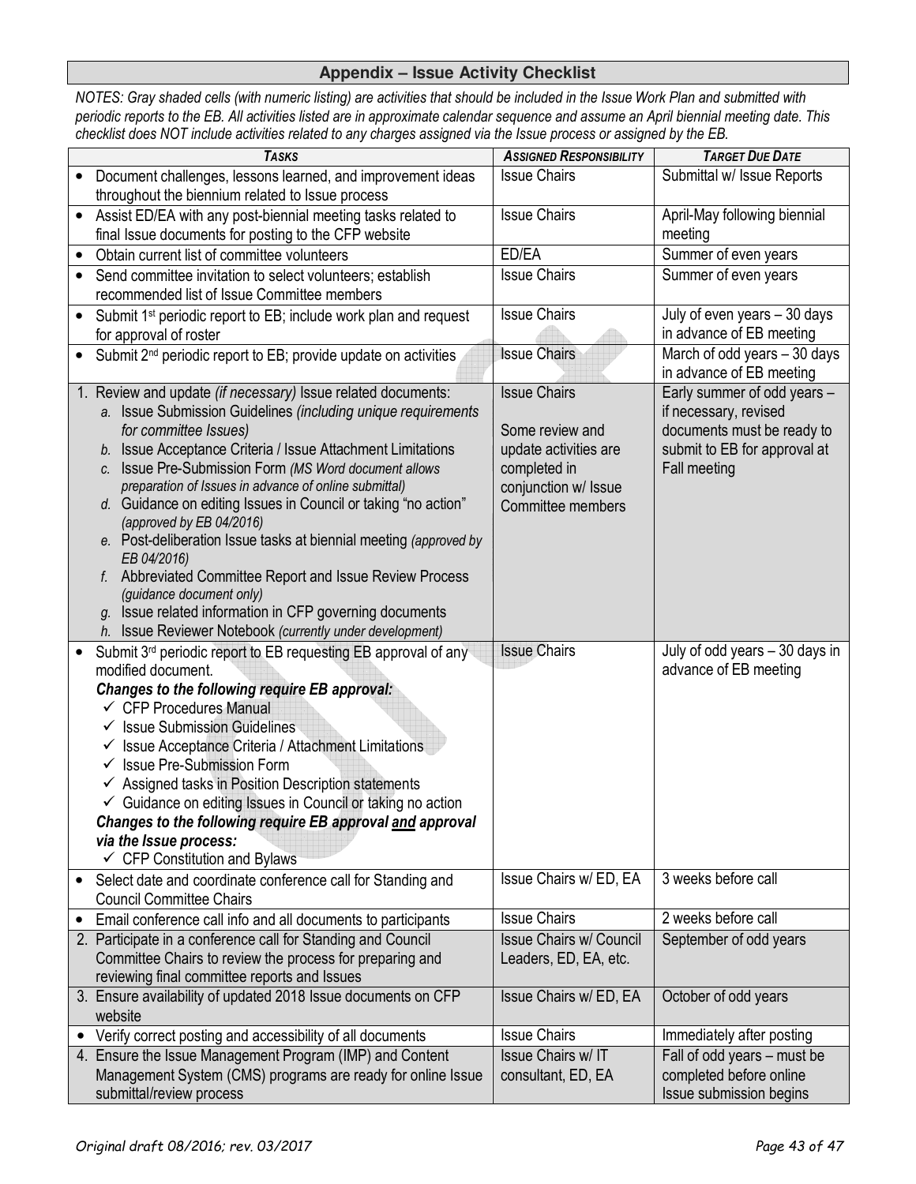## Appendix – Issue Activity Checklist

*NOTES: Gray shaded cells (with numeric listing) are activities that should be included in the Issue Work Plan and submitted with periodic reports to the EB. All activities listed are in approximate calendar sequence and assume an April biennial meeting date. This checklist does NOT include activities related to any charges assigned via the Issue process or assigned by the EB.*

| ***Tasks*** | ***Assigned Responsibility*** | ***Target Due Date*** |
|---|---|---|
| • Document challenges, lessons learned, and improvement ideas throughout the biennium related to Issue process | Issue Chairs | Submittal w/ Issue Reports |
| • Assist ED/EA with any post-biennial meeting tasks related to final Issue documents for posting to the CFP website | Issue Chairs | April-May following biennial meeting |
| • Obtain current list of committee volunteers | ED/EA | Summer of even years |
| • Send committee invitation to select volunteers; establish recommended list of Issue Committee members | Issue Chairs | Summer of even years |
| • Submit 1st periodic report to EB; include work plan and request for approval of roster | Issue Chairs | July of even years – 30 days in advance of EB meeting |
| • Submit 2nd periodic report to EB; provide update on activities | Issue Chairs | March of odd years – 30 days in advance of EB meeting |
| 1. Review and update *(if necessary)* Issue related documents:<br>a. Issue Submission Guidelines *(including unique requirements for committee Issues)*<br>b. Issue Acceptance Criteria / Issue Attachment Limitations<br>c. Issue Pre-Submission Form *(MS Word document allows preparation of Issues in advance of online submittal)*<br>d. Guidance on editing Issues in Council or taking "no action" *(approved by EB 04/2016)*<br>e. Post-deliberation Issue tasks at biennial meeting *(approved by EB 04/2016)*<br>f. Abbreviated Committee Report and Issue Review Process *(guidance document only)*<br>g. Issue related information in CFP governing documents<br>h. Issue Reviewer Notebook *(currently under development)* | Issue Chairs<br><br>Some review and update activities are completed in conjunction w/ Issue Committee members | Early summer of odd years – if necessary, revised documents must be ready to submit to EB for approval at Fall meeting |
| • Submit 3rd periodic report to EB requesting EB approval of any modified document.<br>***Changes to the following require EB approval:***<br>✓ CFP Procedures Manual<br>✓ Issue Submission Guidelines<br>✓ Issue Acceptance Criteria / Attachment Limitations<br>✓ Issue Pre-Submission Form<br>✓ Assigned tasks in Position Description statements<br>✓ Guidance on editing Issues in Council or taking no action<br>***Changes to the following require EB approval and approval via the Issue process:***<br>✓ CFP Constitution and Bylaws | Issue Chairs | July of odd years – 30 days in advance of EB meeting |
| • Select date and coordinate conference call for Standing and Council Committee Chairs | Issue Chairs w/ ED, EA | 3 weeks before call |
| • Email conference call info and all documents to participants | Issue Chairs | 2 weeks before call |
| 2. Participate in a conference call for Standing and Council Committee Chairs to review the process for preparing and reviewing final committee reports and Issues | Issue Chairs w/ Council Leaders, ED, EA, etc. | September of odd years |
| 3. Ensure availability of updated 2018 Issue documents on CFP website | Issue Chairs w/ ED, EA | October of odd years |
| • Verify correct posting and accessibility of all documents | Issue Chairs | Immediately after posting |
| 4. Ensure the Issue Management Program (IMP) and Content Management System (CMS) programs are ready for online Issue submittal/review process | Issue Chairs w/ IT consultant, ED, EA | Fall of odd years – must be completed before online Issue submission begins |

*Original draft 08/2016; rev. 03/2017*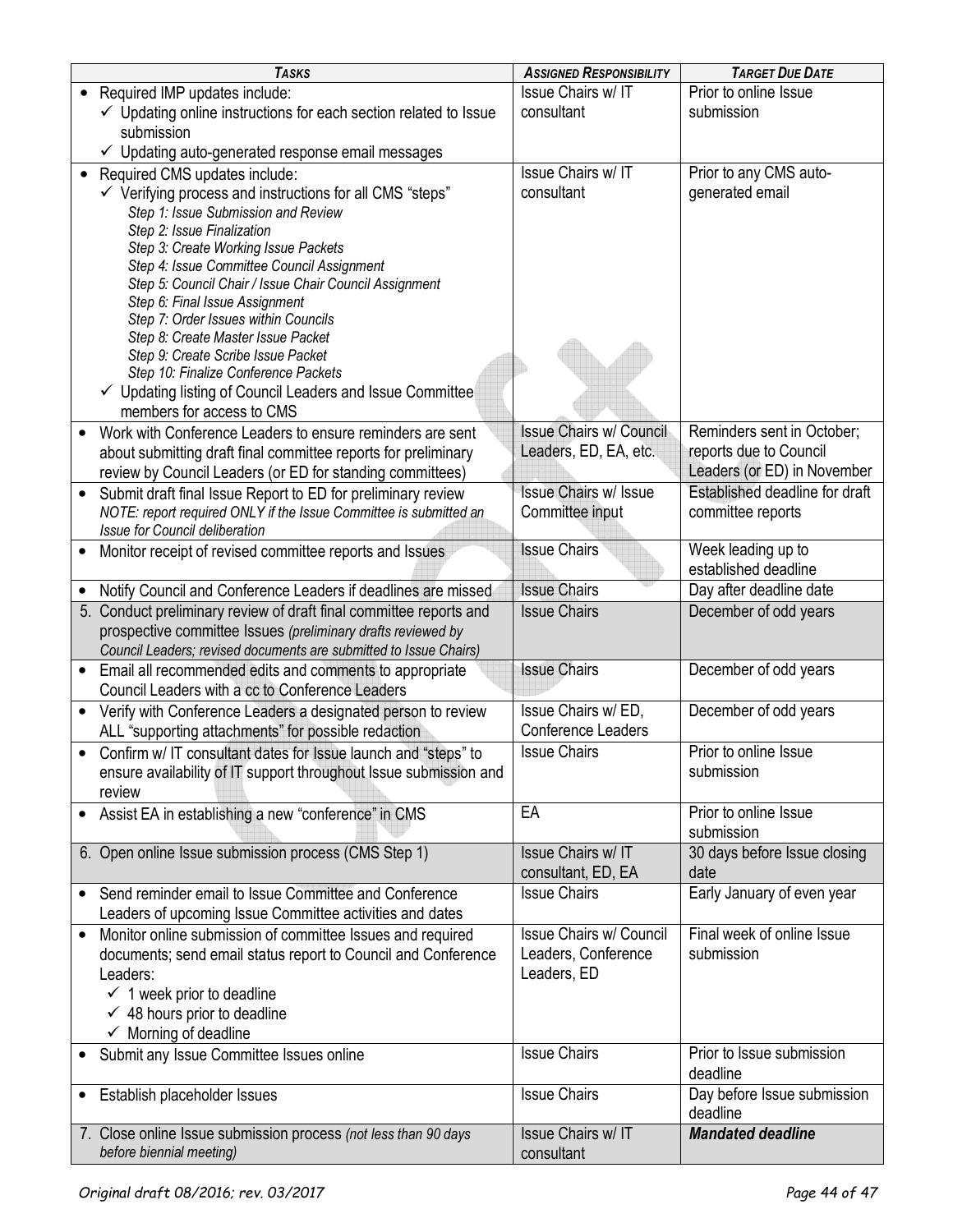| *Tasks* | *Assigned Responsibility* | *Target Due Date* |
|---|---|---|
| • Required IMP updates include:<br>✓ Updating online instructions for each section related to Issue submission<br>✓ Updating auto-generated response email messages | Issue Chairs w/ IT consultant | Prior to online Issue submission |
| • Required CMS updates include:<br>✓ Verifying process and instructions for all CMS "steps"<br>*Step 1: Issue Submission and Review*<br>*Step 2: Issue Finalization*<br>*Step 3: Create Working Issue Packets*<br>*Step 4: Issue Committee Council Assignment*<br>*Step 5: Council Chair / Issue Chair Council Assignment*<br>*Step 6: Final Issue Assignment*<br>*Step 7: Order Issues within Councils*<br>*Step 8: Create Master Issue Packet*<br>*Step 9: Create Scribe Issue Packet*<br>*Step 10: Finalize Conference Packets*<br>✓ Updating listing of Council Leaders and Issue Committee members for access to CMS | Issue Chairs w/ IT consultant | Prior to any CMS auto-generated email |
| • Work with Conference Leaders to ensure reminders are sent about submitting draft final committee reports for preliminary review by Council Leaders (or ED for standing committees) | Issue Chairs w/ Council Leaders, ED, EA, etc. | Reminders sent in October; reports due to Council Leaders (or ED) in November |
| • Submit draft final Issue Report to ED for preliminary review<br>*NOTE: report required ONLY if the Issue Committee is submitted an Issue for Council deliberation* | Issue Chairs w/ Issue Committee input | Established deadline for draft committee reports |
| • Monitor receipt of revised committee reports and Issues | Issue Chairs | Week leading up to established deadline |
| • Notify Council and Conference Leaders if deadlines are missed | Issue Chairs | Day after deadline date |
| 5. Conduct preliminary review of draft final committee reports and prospective committee Issues *(preliminary drafts reviewed by Council Leaders; revised documents are submitted to Issue Chairs)* | Issue Chairs | December of odd years |
| • Email all recommended edits and comments to appropriate Council Leaders with a cc to Conference Leaders | Issue Chairs | December of odd years |
| • Verify with Conference Leaders a designated person to review ALL "supporting attachments" for possible redaction | Issue Chairs w/ ED, Conference Leaders | December of odd years |
| • Confirm w/ IT consultant dates for Issue launch and "steps" to ensure availability of IT support throughout Issue submission and review | Issue Chairs | Prior to online Issue submission |
| • Assist EA in establishing a new "conference" in CMS | EA | Prior to online Issue submission |
| 6. Open online Issue submission process (CMS Step 1) | Issue Chairs w/ IT consultant, ED, EA | 30 days before Issue closing date |
| • Send reminder email to Issue Committee and Conference Leaders of upcoming Issue Committee activities and dates | Issue Chairs | Early January of even year |
| • Monitor online submission of committee Issues and required documents; send email status report to Council and Conference Leaders:<br>✓ 1 week prior to deadline<br>✓ 48 hours prior to deadline<br>✓ Morning of deadline | Issue Chairs w/ Council Leaders, Conference Leaders, ED | Final week of online Issue submission |
| • Submit any Issue Committee Issues online | Issue Chairs | Prior to Issue submission deadline |
| • Establish placeholder Issues | Issue Chairs | Day before Issue submission deadline |
| 7. Close online Issue submission process *(not less than 90 days before biennial meeting)* | Issue Chairs w/ IT consultant | ***Mandated deadline*** |

*Original draft 08/2016; rev. 03/2017*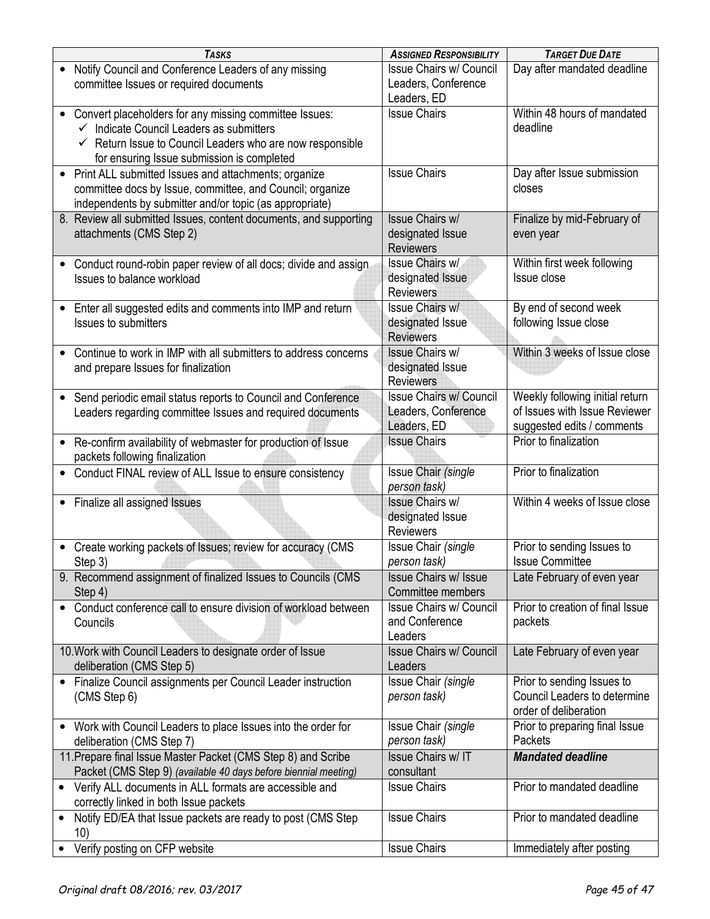| *Tasks* | *Assigned Responsibility* | *Target Due Date* |
|---|---|---|
| • Notify Council and Conference Leaders of any missing committee Issues or required documents | Issue Chairs w/ Council Leaders, Conference Leaders, ED | Day after mandated deadline |
| • Convert placeholders for any missing committee Issues:<br>✓ Indicate Council Leaders as submitters<br>✓ Return Issue to Council Leaders who are now responsible for ensuring Issue submission is completed | Issue Chairs | Within 48 hours of mandated deadline |
| • Print ALL submitted Issues and attachments; organize committee docs by Issue, committee, and Council; organize independents by submitter and/or topic (as appropriate) | Issue Chairs | Day after Issue submission closes |
| 8. Review all submitted Issues, content documents, and supporting attachments (CMS Step 2) | Issue Chairs w/ designated Issue Reviewers | Finalize by mid-February of even year |
| • Conduct round-robin paper review of all docs; divide and assign Issues to balance workload | Issue Chairs w/ designated Issue Reviewers | Within first week following Issue close |
| • Enter all suggested edits and comments into IMP and return Issues to submitters | Issue Chairs w/ designated Issue Reviewers | By end of second week following Issue close |
| • Continue to work in IMP with all submitters to address concerns and prepare Issues for finalization | Issue Chairs w/ designated Issue Reviewers | Within 3 weeks of Issue close |
| • Send periodic email status reports to Council and Conference Leaders regarding committee Issues and required documents | Issue Chairs w/ Council Leaders, Conference Leaders, ED | Weekly following initial return of Issues with Issue Reviewer suggested edits / comments |
| • Re-confirm availability of webmaster for production of Issue packets following finalization | Issue Chairs | Prior to finalization |
| • Conduct FINAL review of ALL Issue to ensure consistency | Issue Chair *(single person task)* | Prior to finalization |
| • Finalize all assigned Issues | Issue Chairs w/ designated Issue Reviewers | Within 4 weeks of Issue close |
| • Create working packets of Issues; review for accuracy (CMS Step 3) | Issue Chair *(single person task)* | Prior to sending Issues to Issue Committee |
| 9. Recommend assignment of finalized Issues to Councils (CMS Step 4) | Issue Chairs w/ Issue Committee members | Late February of even year |
| • Conduct conference call to ensure division of workload between Councils | Issue Chairs w/ Council and Conference Leaders | Prior to creation of final Issue packets |
| 10. Work with Council Leaders to designate order of Issue deliberation (CMS Step 5) | Issue Chairs w/ Council Leaders | Late February of even year |
| • Finalize Council assignments per Council Leader instruction (CMS Step 6) | Issue Chair *(single person task)* | Prior to sending Issues to Council Leaders to determine order of deliberation |
| • Work with Council Leaders to place Issues into the order for deliberation (CMS Step 7) | Issue Chair *(single person task)* | Prior to preparing final Issue Packets |
| 11. Prepare final Issue Master Packet (CMS Step 8) and Scribe Packet (CMS Step 9) *(available 40 days before biennial meeting)* | Issue Chairs w/ IT consultant | ***Mandated deadline*** |
| • Verify ALL documents in ALL formats are accessible and correctly linked in both Issue packets | Issue Chairs | Prior to mandated deadline |
| • Notify ED/EA that Issue packets are ready to post (CMS Step 10) | Issue Chairs | Prior to mandated deadline |
| • Verify posting on CFP website | Issue Chairs | Immediately after posting |

*Original draft 08/2016; rev. 03/2017*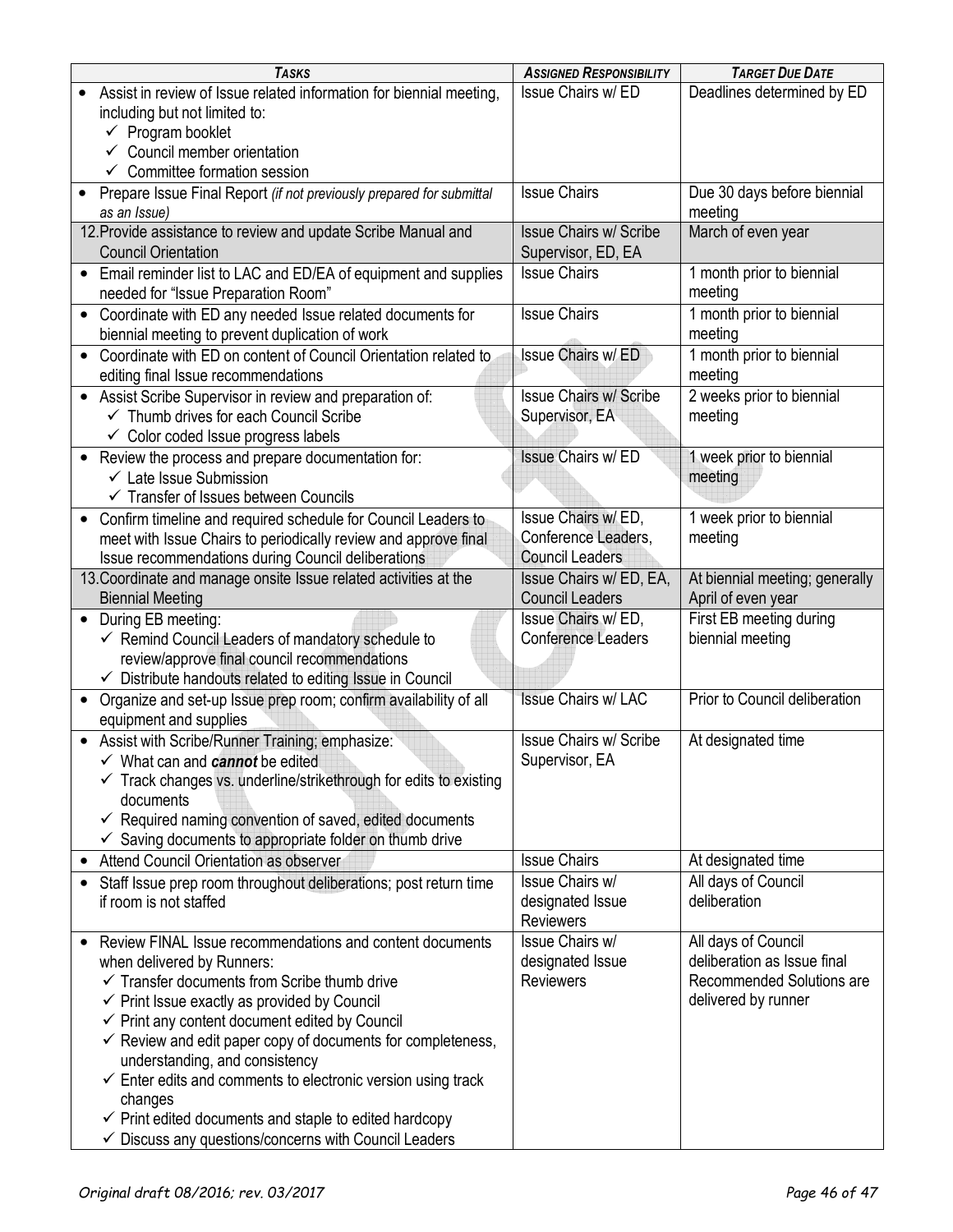| *Tasks* | *Assigned Responsibility* | *Target Due Date* |
|---|---|---|
| • Assist in review of Issue related information for biennial meeting, including but not limited to:<br>✓ Program booklet<br>✓ Council member orientation<br>✓ Committee formation session | Issue Chairs w/ ED | Deadlines determined by ED |
| • Prepare Issue Final Report *(if not previously prepared for submittal as an Issue)* | Issue Chairs | Due 30 days before biennial meeting |
| 12. Provide assistance to review and update Scribe Manual and Council Orientation | Issue Chairs w/ Scribe Supervisor, ED, EA | March of even year |
| • Email reminder list to LAC and ED/EA of equipment and supplies needed for "Issue Preparation Room" | Issue Chairs | 1 month prior to biennial meeting |
| • Coordinate with ED any needed Issue related documents for biennial meeting to prevent duplication of work | Issue Chairs | 1 month prior to biennial meeting |
| • Coordinate with ED on content of Council Orientation related to editing final Issue recommendations | Issue Chairs w/ ED | 1 month prior to biennial meeting |
| • Assist Scribe Supervisor in review and preparation of:<br>✓ Thumb drives for each Council Scribe<br>✓ Color coded Issue progress labels | Issue Chairs w/ Scribe Supervisor, EA | 2 weeks prior to biennial meeting |
| • Review the process and prepare documentation for:<br>✓ Late Issue Submission<br>✓ Transfer of Issues between Councils | Issue Chairs w/ ED | 1 week prior to biennial meeting |
| • Confirm timeline and required schedule for Council Leaders to meet with Issue Chairs to periodically review and approve final Issue recommendations during Council deliberations | Issue Chairs w/ ED, Conference Leaders, Council Leaders | 1 week prior to biennial meeting |
| 13. Coordinate and manage onsite Issue related activities at the Biennial Meeting | Issue Chairs w/ ED, EA, Council Leaders | At biennial meeting; generally April of even year |
| • During EB meeting:<br>✓ Remind Council Leaders of mandatory schedule to review/approve final council recommendations<br>✓ Distribute handouts related to editing Issue in Council | Issue Chairs w/ ED, Conference Leaders | First EB meeting during biennial meeting |
| • Organize and set-up Issue prep room; confirm availability of all equipment and supplies | Issue Chairs w/ LAC | Prior to Council deliberation |
| • Assist with Scribe/Runner Training; emphasize:<br>✓ What can and ***cannot*** be edited<br>✓ Track changes vs. underline/strikethrough for edits to existing documents<br>✓ Required naming convention of saved, edited documents<br>✓ Saving documents to appropriate folder on thumb drive | Issue Chairs w/ Scribe Supervisor, EA | At designated time |
| • Attend Council Orientation as observer | Issue Chairs | At designated time |
| • Staff Issue prep room throughout deliberations; post return time if room is not staffed | Issue Chairs w/ designated Issue Reviewers | All days of Council deliberation |
| • Review FINAL Issue recommendations and content documents when delivered by Runners:<br>✓ Transfer documents from Scribe thumb drive<br>✓ Print Issue exactly as provided by Council<br>✓ Print any content document edited by Council<br>✓ Review and edit paper copy of documents for completeness, understanding, and consistency<br>✓ Enter edits and comments to electronic version using track changes<br>✓ Print edited documents and staple to edited hardcopy<br>✓ Discuss any questions/concerns with Council Leaders | Issue Chairs w/ designated Issue Reviewers | All days of Council deliberation as Issue final Recommended Solutions are delivered by runner |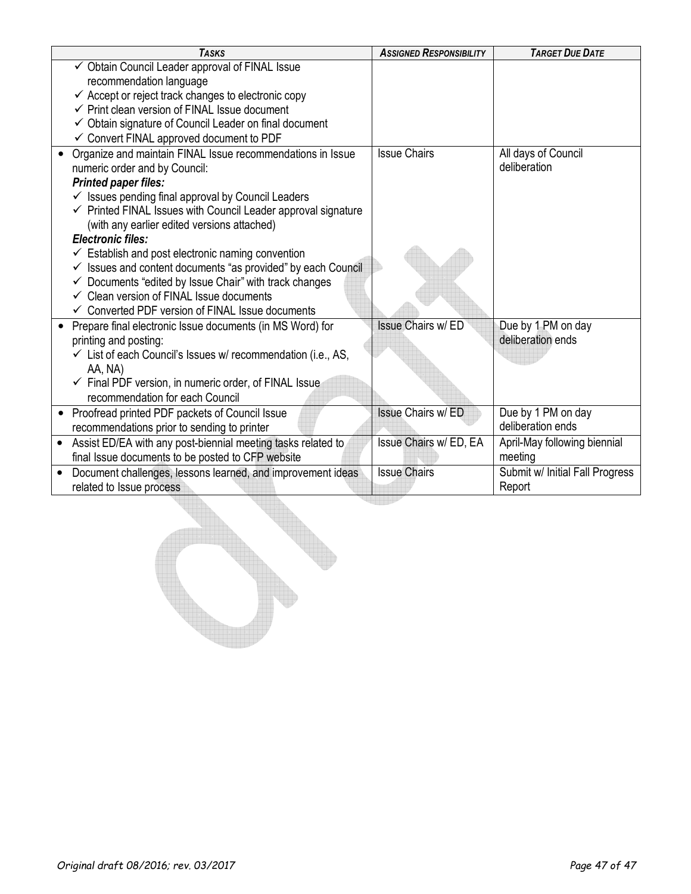| *Tasks* | *Assigned Responsibility* | *Target Due Date* |
|---|---|---|
| ✓ Obtain Council Leader approval of FINAL Issue recommendation language<br>✓ Accept or reject track changes to electronic copy<br>✓ Print clean version of FINAL Issue document<br>✓ Obtain signature of Council Leader on final document<br>✓ Convert FINAL approved document to PDF | | |
| • Organize and maintain FINAL Issue recommendations in Issue numeric order and by Council:<br>***Printed paper files:***<br>✓ Issues pending final approval by Council Leaders<br>✓ Printed FINAL Issues with Council Leader approval signature (with any earlier edited versions attached)<br>***Electronic files:***<br>✓ Establish and post electronic naming convention<br>✓ Issues and content documents "as provided" by each Council<br>✓ Documents "edited by Issue Chair" with track changes<br>✓ Clean version of FINAL Issue documents<br>✓ Converted PDF version of FINAL Issue documents | Issue Chairs | All days of Council deliberation |
| • Prepare final electronic Issue documents (in MS Word) for printing and posting:<br>✓ List of each Council's Issues w/ recommendation (i.e., AS, AA, NA)<br>✓ Final PDF version, in numeric order, of FINAL Issue recommendation for each Council | Issue Chairs w/ ED | Due by 1 PM on day deliberation ends |
| • Proofread printed PDF packets of Council Issue recommendations prior to sending to printer | Issue Chairs w/ ED | Due by 1 PM on day deliberation ends |
| • Assist ED/EA with any post-biennial meeting tasks related to final Issue documents to be posted to CFP website | Issue Chairs w/ ED, EA | April-May following biennial meeting |
| • Document challenges, lessons learned, and improvement ideas related to Issue process | Issue Chairs | Submit w/ Initial Fall Progress Report |